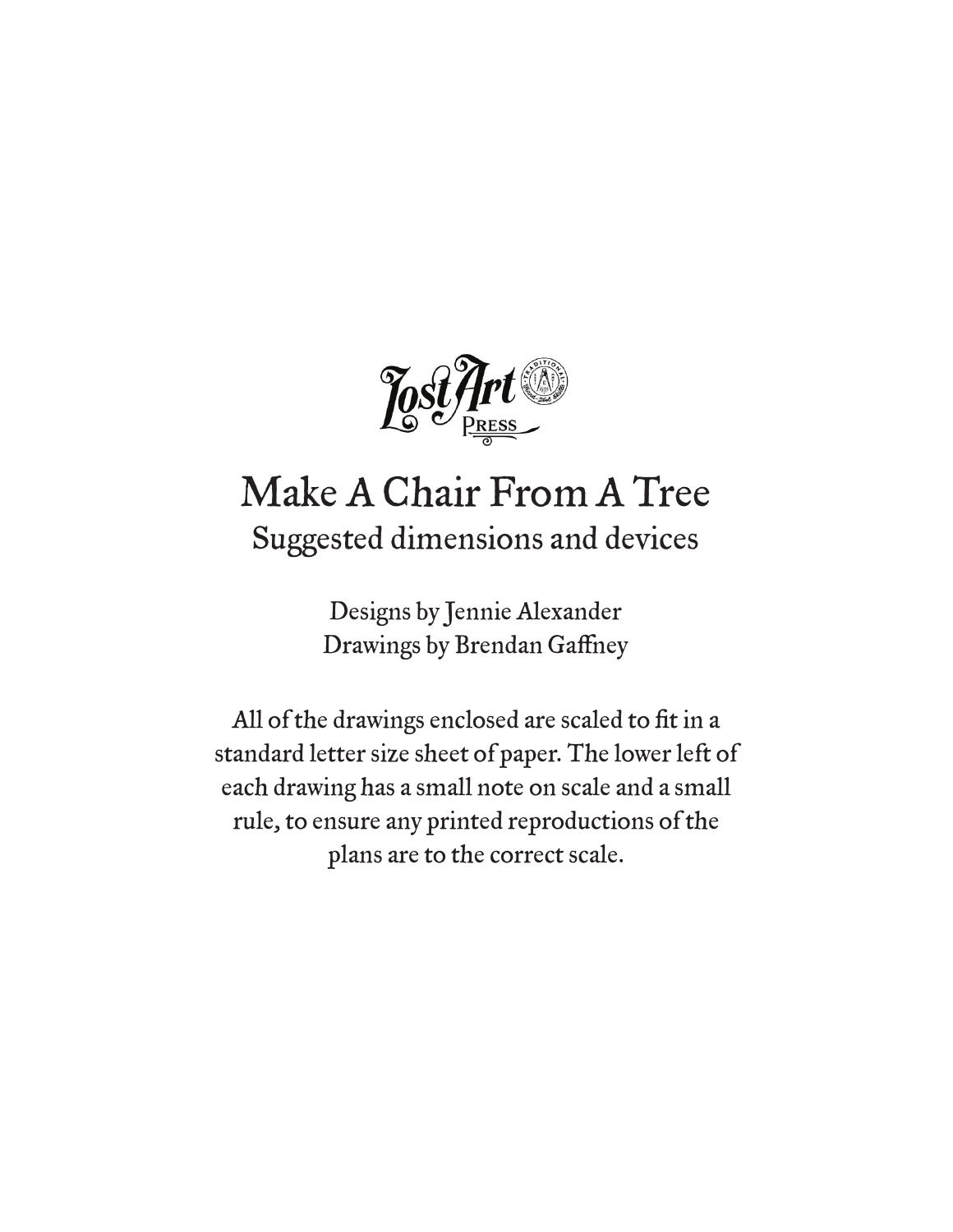Lost Art Press

# Make A Chair From A Tree

## Suggested dimensions and devices

Designs by Jennie Alexander
Drawings by Brendan Gaffney

All of the drawings enclosed are scaled to fit in a standard letter size sheet of paper. The lower left of each drawing has a small note on scale and a small rule, to ensure any printed reproductions of the plans are to the correct scale.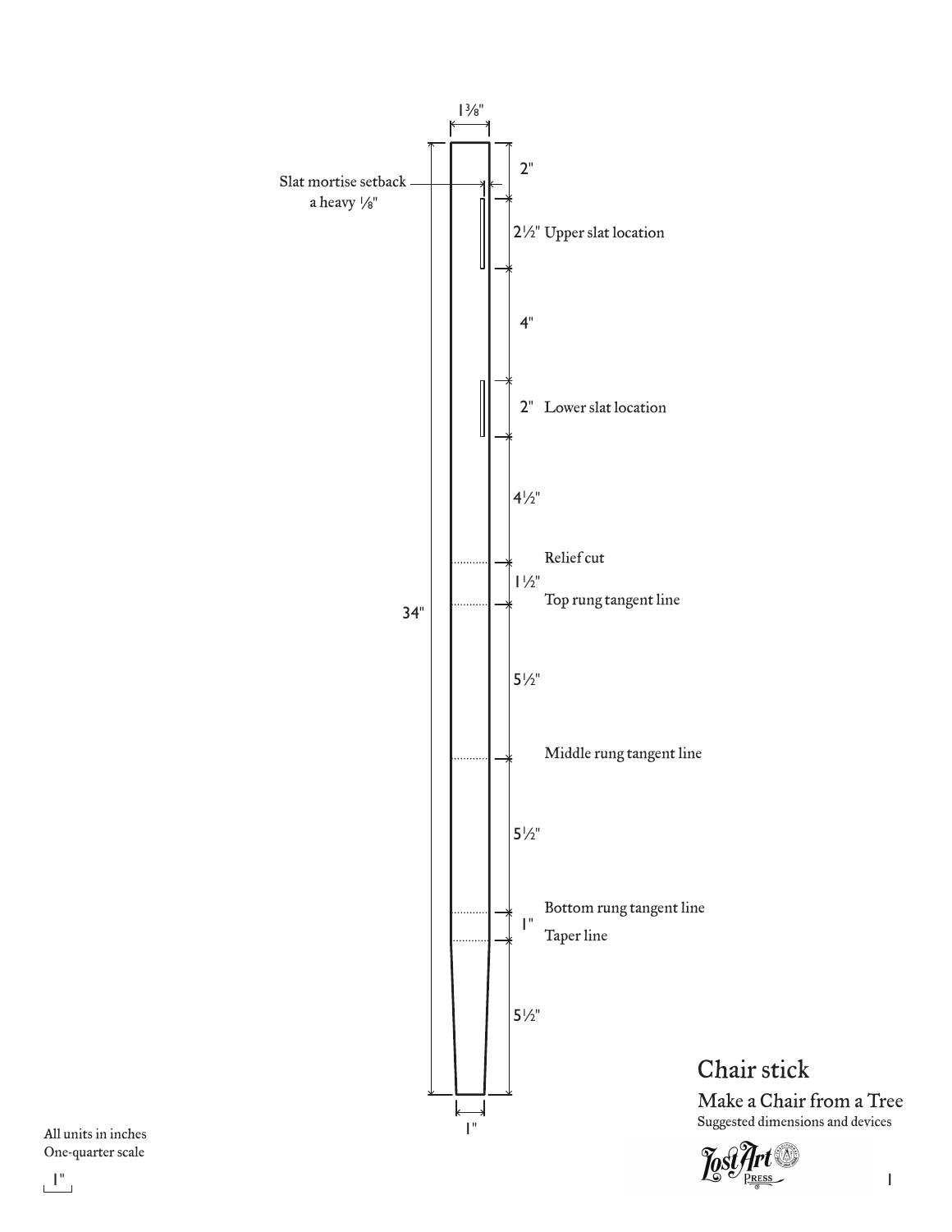# Chair stick

## Make a Chair from a Tree

Suggested dimensions and devices

1⅜"

Slat mortise setback a heavy ⅛"

2"

2½" Upper slat location

4"

2" Lower slat location

4½"

Relief cut

1½"

Top rung tangent line

34"

5½"

Middle rung tangent line

5½"

Bottom rung tangent line

1"

Taper line

5½"

1"

All units in inches
One-quarter scale

1"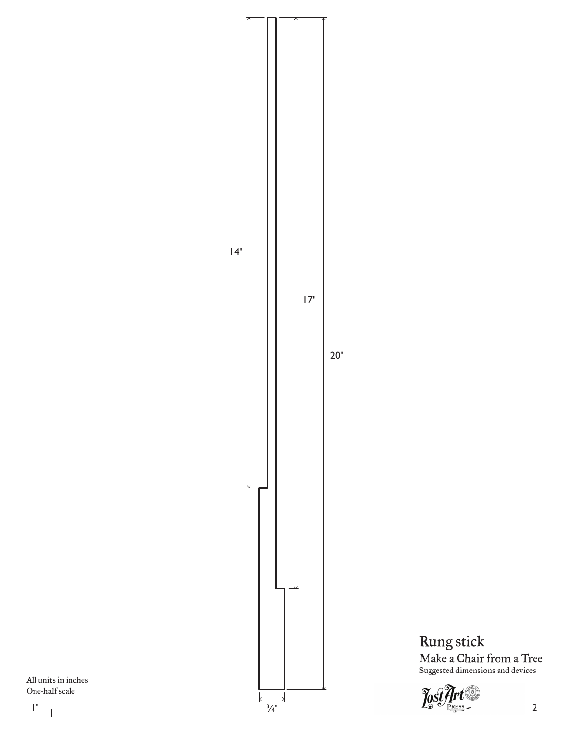14"

17"

20"

¾"

All units in inches
One-half scale

1"

## Rung stick

Make a Chair from a Tree
Suggested dimensions and devices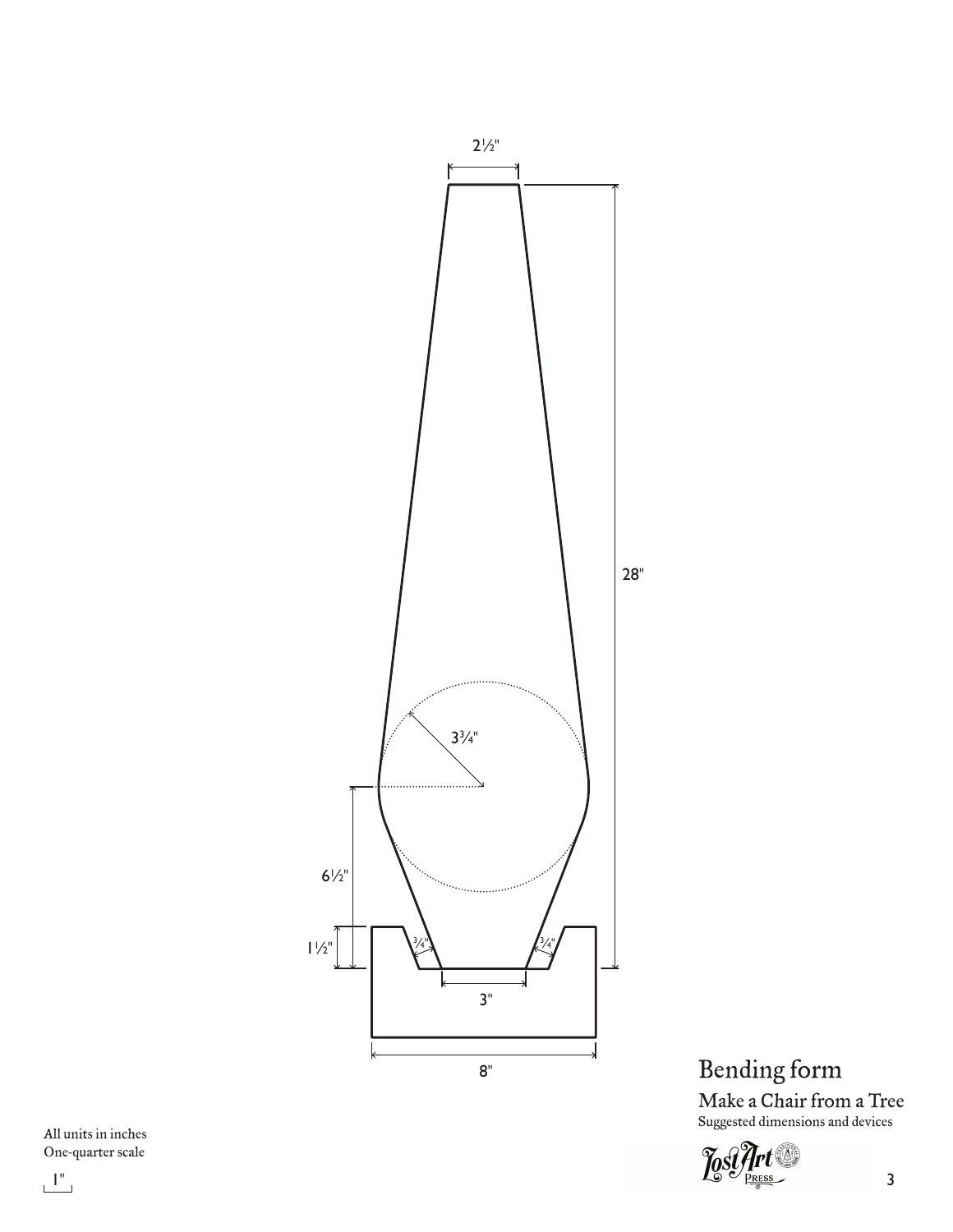## Bending form

### Make a Chair from a Tree

Suggested dimensions and devices

All units in inches
One-quarter scale

2½"

28"

3¾"

6½"

1½"

¾"

¾"

3"

8"

1"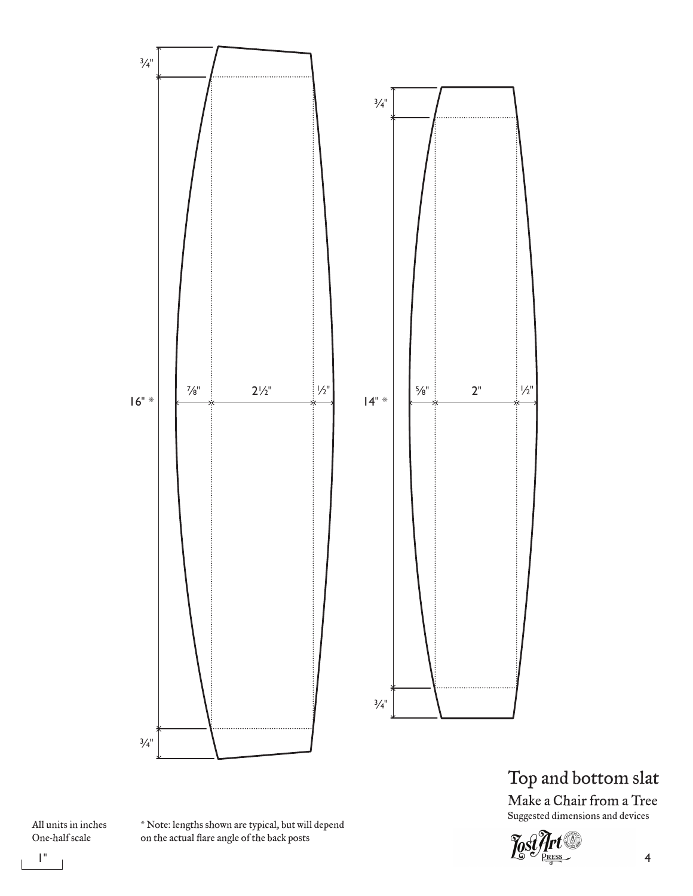# Top and bottom slat

## Make a Chair from a Tree

Suggested dimensions and devices

¾"

16" *

⅞" 2½" ½"

¾"

¾"

14" *

⅝" 2" ½"

¾"

All units in inches
One-half scale

1"

* Note: lengths shown are typical, but will depend on the actual flare angle of the back posts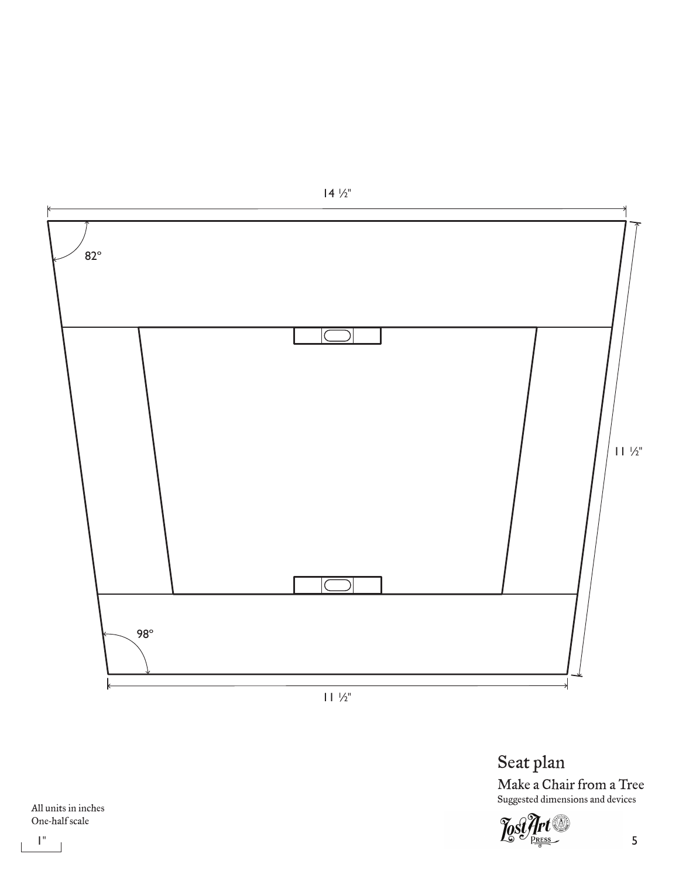14 ½"

82°

11 ½"

98°

11 ½"

## Seat plan

### Make a Chair from a Tree

Suggested dimensions and devices

All units in inches
One-half scale

1"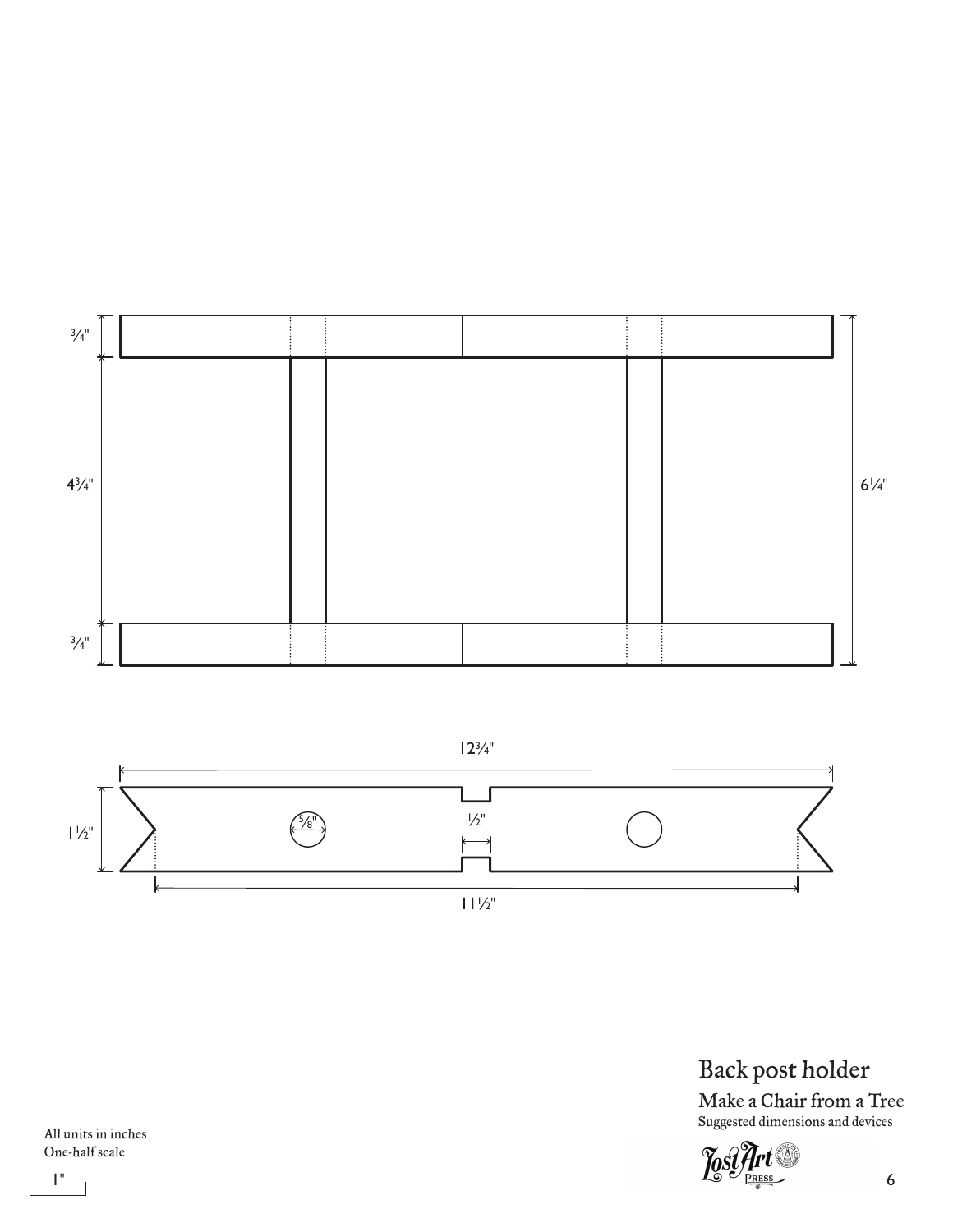¾"

4¾"

¾"

6¼"

12¾"

1½"

⅝"

½"

11½"

## Back post holder

Make a Chair from a Tree

Suggested dimensions and devices

All units in inches

One-half scale

1"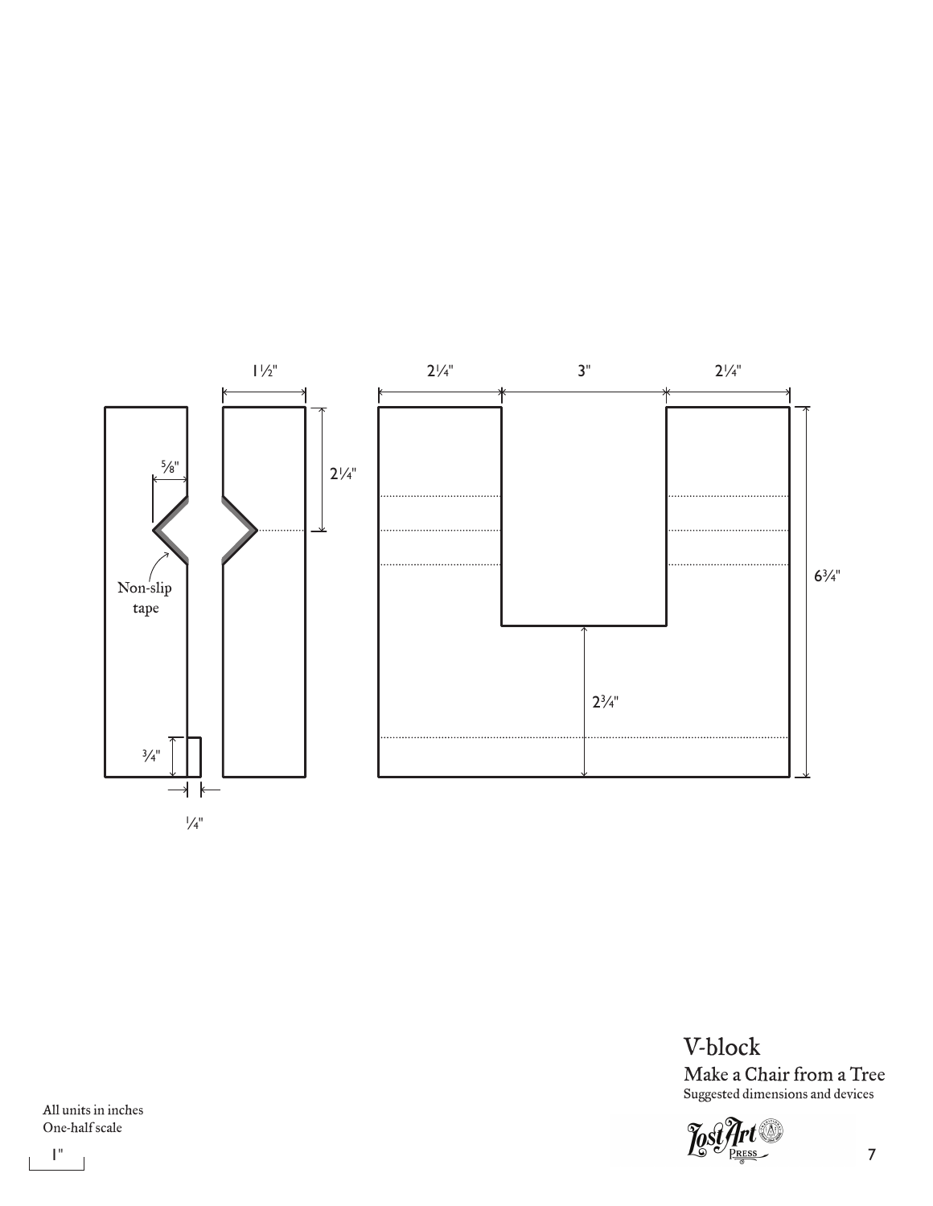1½"

2¼"

5⁄8"

Non-slip tape

¾"

¼"

2¼" 3" 2¼"

6¾"

2¾"

# V-block

## Make a Chair from a Tree

Suggested dimensions and devices

All units in inches
One-half scale

1"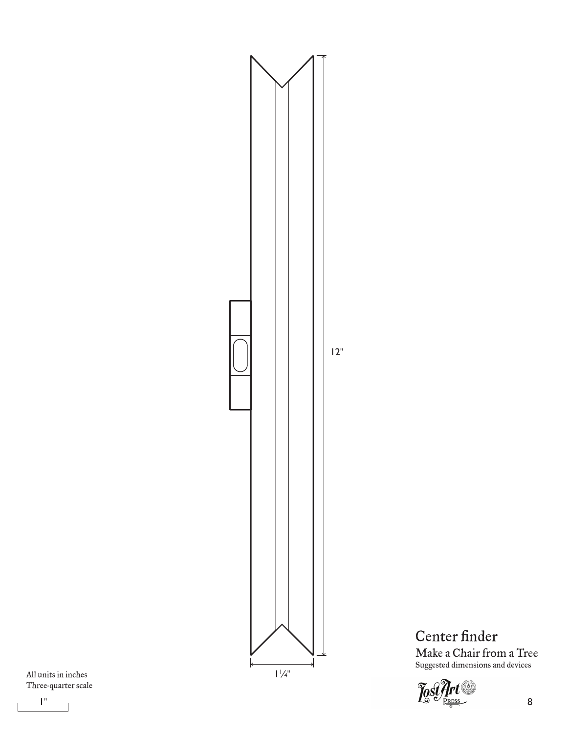12"

1¼"

All units in inches
Three-quarter scale

1"

# Center finder

## Make a Chair from a Tree

Suggested dimensions and devices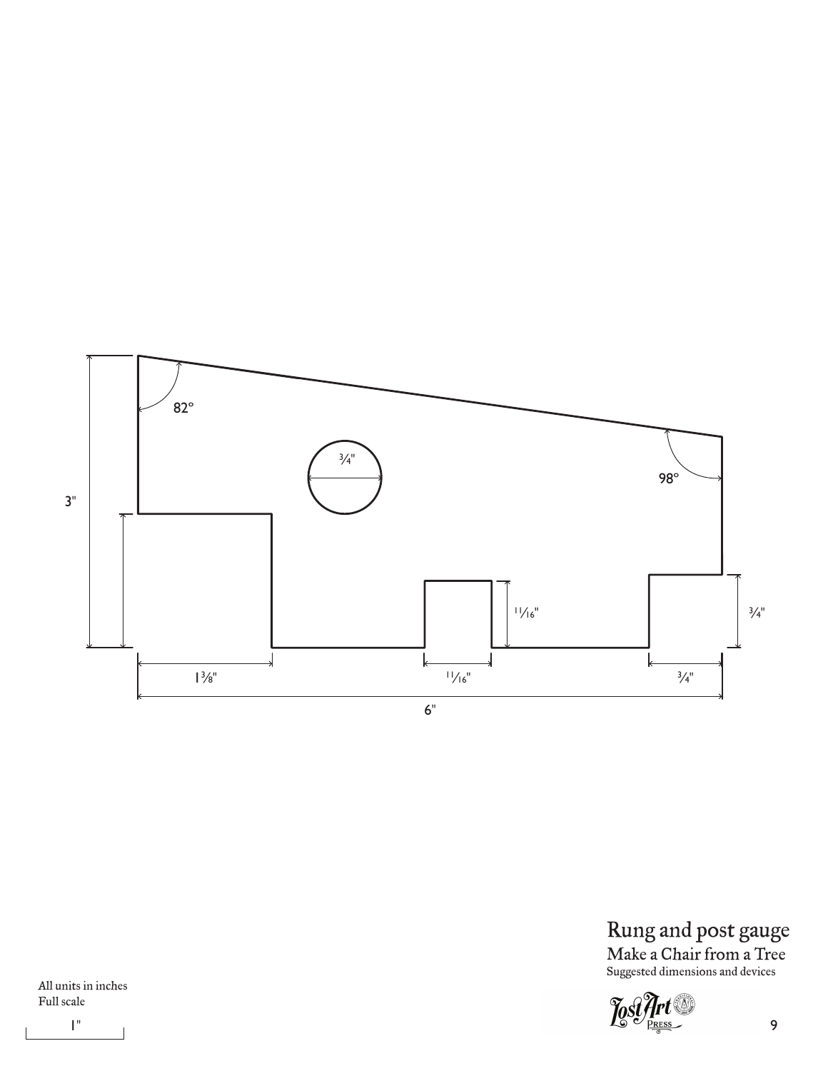82°

98°

¾"

3"

11/16"

¾"

1⅜"

11/16"

¾"

6"

## Rung and post gauge

Make a Chair from a Tree

Suggested dimensions and devices

All units in inches

Full scale

1"